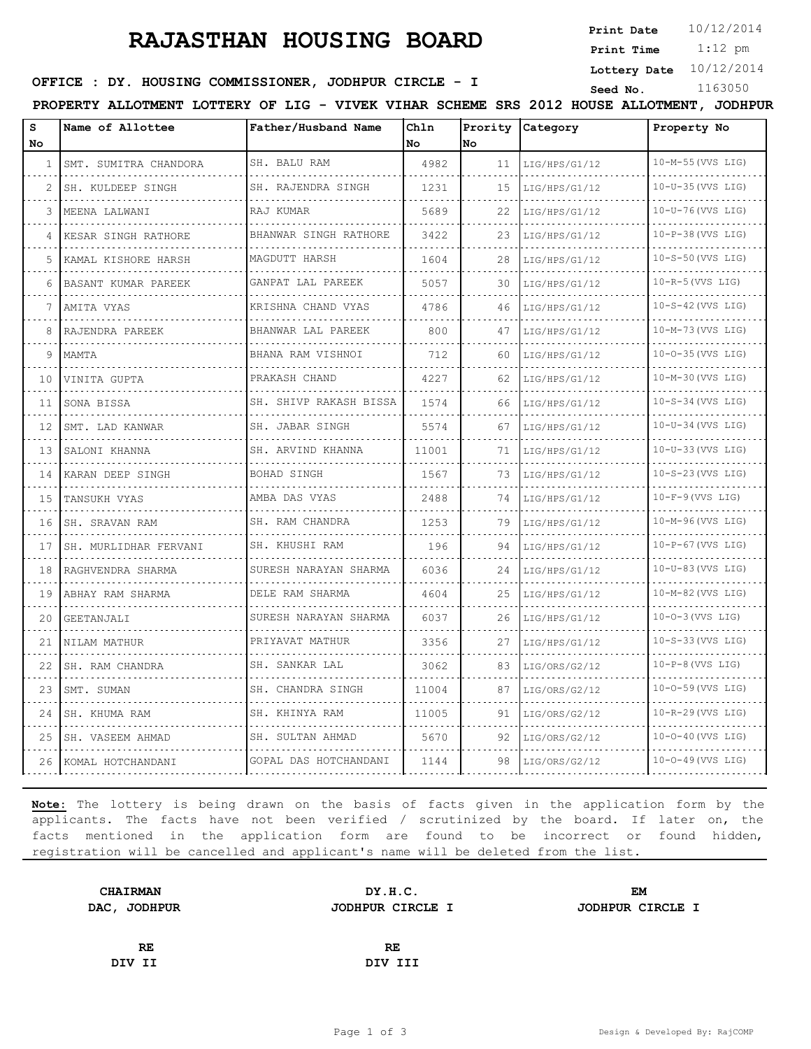# RAJASTHAN HOUSING BOARD

**Print Date** 10/12/2014
**Print Time** 1:12 pm
**Lottery Date** 10/12/2014
**Seed No.** 1163050

**OFFICE : DY. HOUSING COMMISSIONER, JODHPUR CIRCLE - I**

**PROPERTY ALLOTMENT LOTTERY OF LIG - VIVEK VIHAR SCHEME SRS 2012 HOUSE ALLOTMENT, JODHPUR**

| S No | Name of Allottee | Father/Husband Name | Chln No | Prority No | Category | Property No |
|---|---|---|---|---|---|---|
| 1 | SMT. SUMITRA CHANDORA | SH. BALU RAM | 4982 | 11 | LIG/HPS/G1/12 | 10-M-55(VVS LIG) |
| 2 | SH. KULDEEP SINGH | SH. RAJENDRA SINGH | 1231 | 15 | LIG/HPS/G1/12 | 10-U-35(VVS LIG) |
| 3 | MEENA LALWANI | RAJ KUMAR | 5689 | 22 | LIG/HPS/G1/12 | 10-U-76(VVS LIG) |
| 4 | KESAR SINGH RATHORE | BHANWAR SINGH RATHORE | 3422 | 23 | LIG/HPS/G1/12 | 10-P-38(VVS LIG) |
| 5 | KAMAL KISHORE HARSH | MAGDUTT HARSH | 1604 | 28 | LIG/HPS/G1/12 | 10-S-50(VVS LIG) |
| 6 | BASANT KUMAR PAREEK | GANPAT LAL PAREEK | 5057 | 30 | LIG/HPS/G1/12 | 10-R-5(VVS LIG) |
| 7 | AMITA VYAS | KRISHNA CHAND VYAS | 4786 | 46 | LIG/HPS/G1/12 | 10-S-42(VVS LIG) |
| 8 | RAJENDRA PAREEK | BHANWAR LAL PAREEK | 800 | 47 | LIG/HPS/G1/12 | 10-M-73(VVS LIG) |
| 9 | MAMTA | BHANA RAM VISHNOI | 712 | 60 | LIG/HPS/G1/12 | 10-O-35(VVS LIG) |
| 10 | VINITA GUPTA | PRAKASH CHAND | 4227 | 62 | LIG/HPS/G1/12 | 10-M-30(VVS LIG) |
| 11 | SONA BISSA | SH. SHIVP RAKASH BISSA | 1574 | 66 | LIG/HPS/G1/12 | 10-S-34(VVS LIG) |
| 12 | SMT. LAD KANWAR | SH. JABAR SINGH | 5574 | 67 | LIG/HPS/G1/12 | 10-U-34(VVS LIG) |
| 13 | SALONI KHANNA | SH. ARVIND KHANNA | 11001 | 71 | LIG/HPS/G1/12 | 10-U-33(VVS LIG) |
| 14 | KARAN DEEP SINGH | BOHAD SINGH | 1567 | 73 | LIG/HPS/G1/12 | 10-S-23(VVS LIG) |
| 15 | TANSUKH VYAS | AMBA DAS VYAS | 2488 | 74 | LIG/HPS/G1/12 | 10-F-9(VVS LIG) |
| 16 | SH. SRAVAN RAM | SH. RAM CHANDRA | 1253 | 79 | LIG/HPS/G1/12 | 10-M-96(VVS LIG) |
| 17 | SH. MURLIDHAR FERVANI | SH. KHUSHI RAM | 196 | 94 | LIG/HPS/G1/12 | 10-P-67(VVS LIG) |
| 18 | RAGHVENDRA SHARMA | SURESH NARAYAN SHARMA | 6036 | 24 | LIG/HPS/G1/12 | 10-U-83(VVS LIG) |
| 19 | ABHAY RAM SHARMA | DELE RAM SHARMA | 4604 | 25 | LIG/HPS/G1/12 | 10-M-82(VVS LIG) |
| 20 | GEETANJALI | SURESH NARAYAN SHARMA | 6037 | 26 | LIG/HPS/G1/12 | 10-O-3(VVS LIG) |
| 21 | NILAM MATHUR | PRIYAVAT MATHUR | 3356 | 27 | LIG/HPS/G1/12 | 10-S-33(VVS LIG) |
| 22 | SH. RAM CHANDRA | SH. SANKAR LAL | 3062 | 83 | LIG/ORS/G2/12 | 10-P-8(VVS LIG) |
| 23 | SMT. SUMAN | SH. CHANDRA SINGH | 11004 | 87 | LIG/ORS/G2/12 | 10-O-59(VVS LIG) |
| 24 | SH. KHUMA RAM | SH. KHINYA RAM | 11005 | 91 | LIG/ORS/G2/12 | 10-R-29(VVS LIG) |
| 25 | SH. VASEEM AHMAD | SH. SULTAN AHMAD | 5670 | 92 | LIG/ORS/G2/12 | 10-O-40(VVS LIG) |
| 26 | KOMAL HOTCHANDANI | GOPAL DAS HOTCHANDANI | 1144 | 98 | LIG/ORS/G2/12 | 10-O-49(VVS LIG) |

**Note:** The lottery is being drawn on the basis of facts given in the application form by the applicants. The facts have not been verified / scrutinized by the board. If later on, the facts mentioned in the application form are found to be incorrect or found hidden, registration will be cancelled and applicant's name will be deleted from the list.

**CHAIRMAN**
**DAC, JODHPUR**

**DY.H.C.**
**JODHPUR CIRCLE I**

**EM**
**JODHPUR CIRCLE I**

**RE**
**DIV II**

**RE**
**DIV III**

Design & Developed By: RajCOMP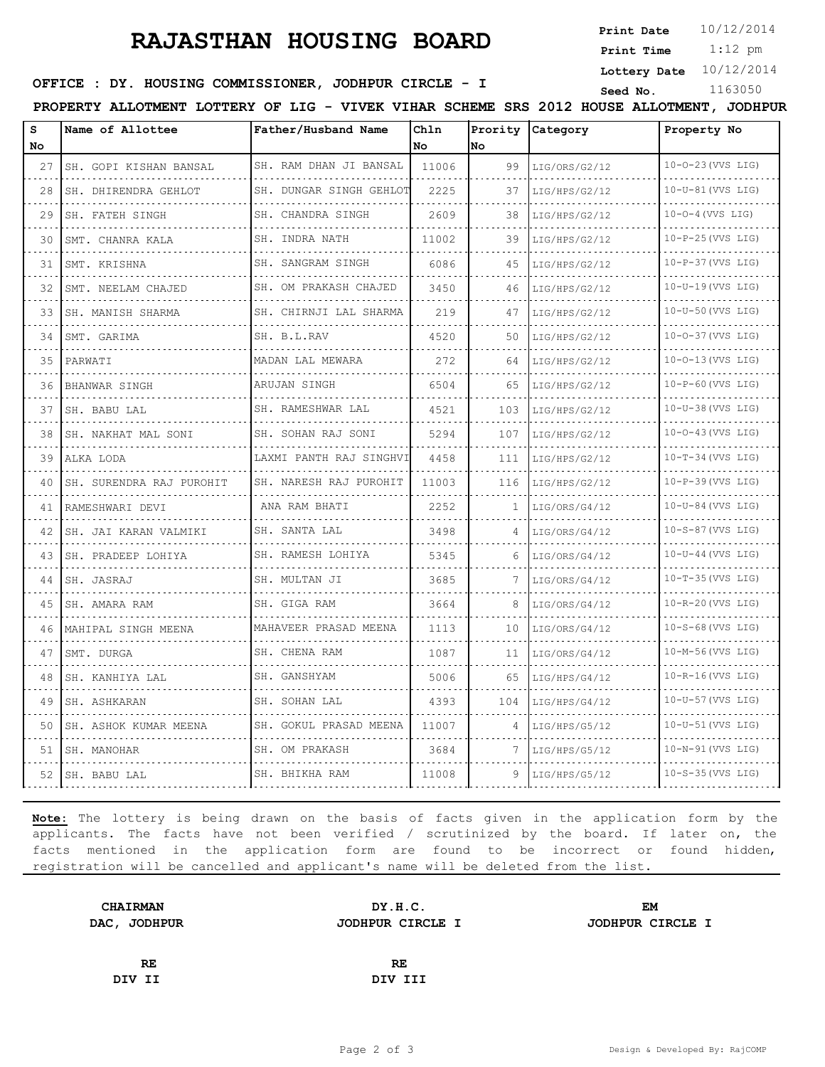# RAJASTHAN HOUSING BOARD

**Print Date** 10/12/2014
**Print Time** 1:12 pm
**Lottery Date** 10/12/2014
**Seed No.** 1163050

**OFFICE : DY. HOUSING COMMISSIONER, JODHPUR CIRCLE - I**

**PROPERTY ALLOTMENT LOTTERY OF LIG - VIVEK VIHAR SCHEME SRS 2012 HOUSE ALLOTMENT, JODHPUR**

| S No | Name of Allottee | Father/Husband Name | Chln No | Prority No | Category | Property No |
|---|---|---|---|---|---|---|
| 27 | SH. GOPI KISHAN BANSAL | SH. RAM DHAN JI BANSAL | 11006 | 99 | LIG/ORS/G2/12 | 10-O-23(VVS LIG) |
| 28 | SH. DHIRENDRA GEHLOT | SH. DUNGAR SINGH GEHLOT | 2225 | 37 | LIG/HPS/G2/12 | 10-U-81(VVS LIG) |
| 29 | SH. FATEH SINGH | SH. CHANDRA SINGH | 2609 | 38 | LIG/HPS/G2/12 | 10-O-4(VVS LIG) |
| 30 | SMT. CHANRA KALA | SH. INDRA NATH | 11002 | 39 | LIG/HPS/G2/12 | 10-P-25(VVS LIG) |
| 31 | SMT. KRISHNA | SH. SANGRAM SINGH | 6086 | 45 | LIG/HPS/G2/12 | 10-P-37(VVS LIG) |
| 32 | SMT. NEELAM CHAJED | SH. OM PRAKASH CHAJED | 3450 | 46 | LIG/HPS/G2/12 | 10-U-19(VVS LIG) |
| 33 | SH. MANISH SHARMA | SH. CHIRNJI LAL SHARMA | 219 | 47 | LIG/HPS/G2/12 | 10-U-50(VVS LIG) |
| 34 | SMT. GARIMA | SH. B.L.RAV | 4520 | 50 | LIG/HPS/G2/12 | 10-O-37(VVS LIG) |
| 35 | PARWATI | MADAN LAL MEWARA | 272 | 64 | LIG/HPS/G2/12 | 10-O-13(VVS LIG) |
| 36 | BHANWAR SINGH | ARUJAN SINGH | 6504 | 65 | LIG/HPS/G2/12 | 10-P-60(VVS LIG) |
| 37 | SH. BABU LAL | SH. RAMESHWAR LAL | 4521 | 103 | LIG/HPS/G2/12 | 10-U-38(VVS LIG) |
| 38 | SH. NAKHAT MAL SONI | SH. SOHAN RAJ SONI | 5294 | 107 | LIG/HPS/G2/12 | 10-O-43(VVS LIG) |
| 39 | ALKA LODA | LAXMI PANTH RAJ SINGHVI | 4458 | 111 | LIG/HPS/G2/12 | 10-T-34(VVS LIG) |
| 40 | SH. SURENDRA RAJ PUROHIT | SH. NARESH RAJ PUROHIT | 11003 | 116 | LIG/HPS/G2/12 | 10-P-39(VVS LIG) |
| 41 | RAMESHWARI DEVI | ANA RAM BHATI | 2252 | 1 | LIG/ORS/G4/12 | 10-U-84(VVS LIG) |
| 42 | SH. JAI KARAN VALMIKI | SH. SANTA LAL | 3498 | 4 | LIG/ORS/G4/12 | 10-S-87(VVS LIG) |
| 43 | SH. PRADEEP LOHIYA | SH. RAMESH LOHIYA | 5345 | 6 | LIG/ORS/G4/12 | 10-U-44(VVS LIG) |
| 44 | SH. JASRAJ | SH. MULTAN JI | 3685 | 7 | LIG/ORS/G4/12 | 10-T-35(VVS LIG) |
| 45 | SH. AMARA RAM | SH. GIGA RAM | 3664 | 8 | LIG/ORS/G4/12 | 10-R-20(VVS LIG) |
| 46 | MAHIPAL SINGH MEENA | MAHAVEER PRASAD MEENA | 1113 | 10 | LIG/ORS/G4/12 | 10-S-68(VVS LIG) |
| 47 | SMT. DURGA | SH. CHENA RAM | 1087 | 11 | LIG/ORS/G4/12 | 10-M-56(VVS LIG) |
| 48 | SH. KANHIYA LAL | SH. GANSHYAM | 5006 | 65 | LIG/HPS/G4/12 | 10-R-16(VVS LIG) |
| 49 | SH. ASHKARAN | SH. SOHAN LAL | 4393 | 104 | LIG/HPS/G4/12 | 10-U-57(VVS LIG) |
| 50 | SH. ASHOK KUMAR MEENA | SH. GOKUL PRASAD MEENA | 11007 | 4 | LIG/HPS/G5/12 | 10-U-51(VVS LIG) |
| 51 | SH. MANOHAR | SH. OM PRAKASH | 3684 | 7 | LIG/HPS/G5/12 | 10-N-91(VVS LIG) |
| 52 | SH. BABU LAL | SH. BHIKHA RAM | 11008 | 9 | LIG/HPS/G5/12 | 10-S-35(VVS LIG) |

**Note:** The lottery is being drawn on the basis of facts given in the application form by the applicants. The facts have not been verified / scrutinized by the board. If later on, the facts mentioned in the application form are found to be incorrect or found hidden, registration will be cancelled and applicant's name will be deleted from the list.

**CHAIRMAN**
**DAC, JODHPUR**

**DY.H.C.**
**JODHPUR CIRCLE I**

**EM**
**JODHPUR CIRCLE I**

**RE**
**DIV II**

**RE**
**DIV III**

Design & Developed By: RajCOMP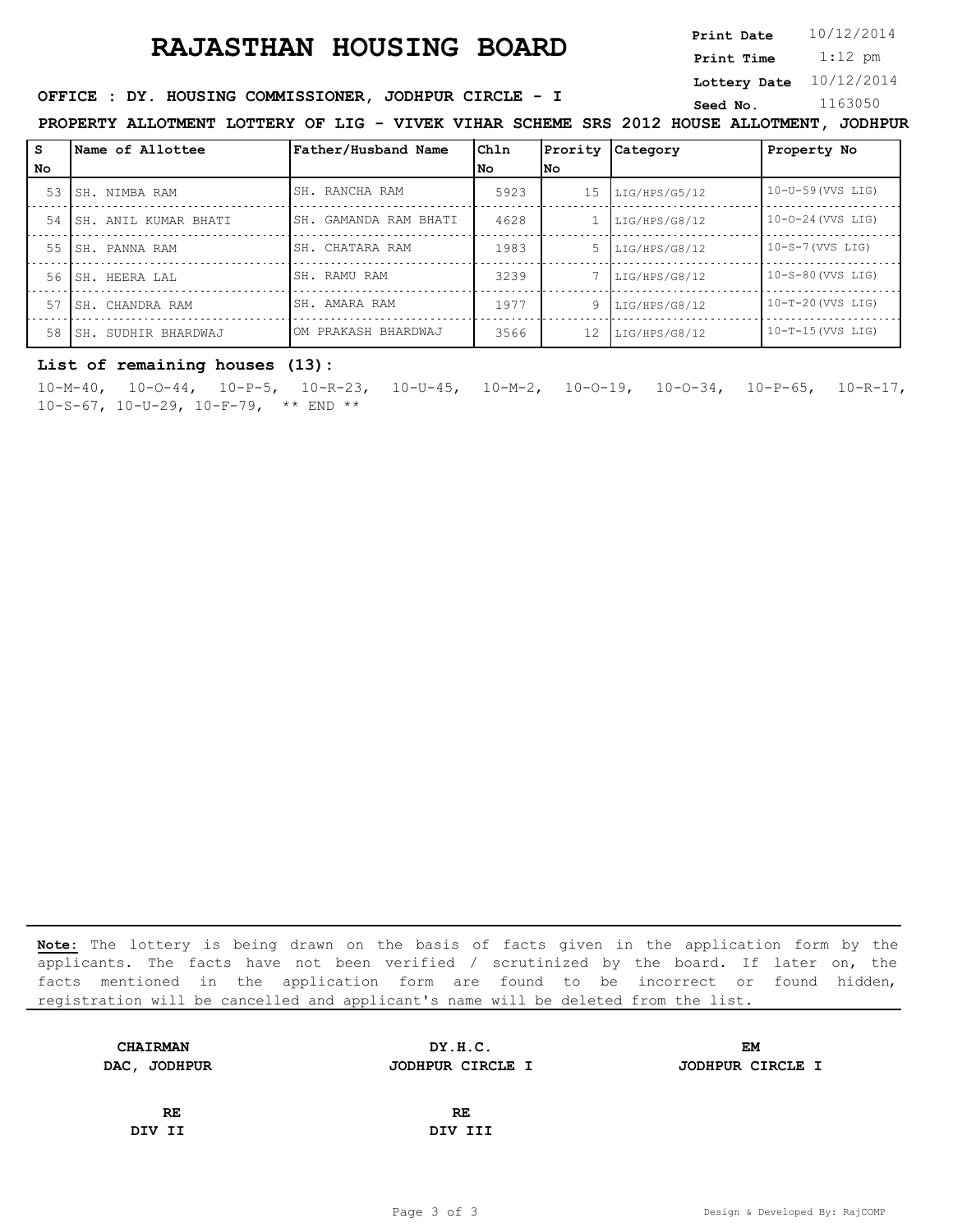# RAJASTHAN HOUSING BOARD

**Print Date** 10/12/2014
**Print Time** 1:12 pm
**Lottery Date** 10/12/2014
**Seed No.** 1163050

**OFFICE : DY. HOUSING COMMISSIONER, JODHPUR CIRCLE - I**

**PROPERTY ALLOTMENT LOTTERY OF LIG - VIVEK VIHAR SCHEME SRS 2012 HOUSE ALLOTMENT, JODHPUR**

| S No | Name of Allottee | Father/Husband Name | Chln No | Prority No | Category | Property No |
|---|---|---|---|---|---|---|
| 53 | SH. NIMBA RAM | SH. RANCHA RAM | 5923 | 15 | LIG/HPS/G5/12 | 10-U-59(VVS LIG) |
| 54 | SH. ANIL KUMAR BHATI | SH. GAMANDA RAM BHATI | 4628 | 1 | LIG/HPS/G8/12 | 10-O-24(VVS LIG) |
| 55 | SH. PANNA RAM | SH. CHATARA RAM | 1983 | 5 | LIG/HPS/G8/12 | 10-S-7(VVS LIG) |
| 56 | SH. HEERA LAL | SH. RAMU RAM | 3239 | 7 | LIG/HPS/G8/12 | 10-S-80(VVS LIG) |
| 57 | SH. CHANDRA RAM | SH. AMARA RAM | 1977 | 9 | LIG/HPS/G8/12 | 10-T-20(VVS LIG) |
| 58 | SH. SUDHIR BHARDWAJ | OM PRAKASH BHARDWAJ | 3566 | 12 | LIG/HPS/G8/12 | 10-T-15(VVS LIG) |

**List of remaining houses (13):**

10-M-40, 10-O-44, 10-P-5, 10-R-23, 10-U-45, 10-M-2, 10-O-19, 10-O-34, 10-P-65, 10-R-17, 10-S-67, 10-U-29, 10-F-79, ** END **

**Note:** The lottery is being drawn on the basis of facts given in the application form by the applicants. The facts have not been verified / scrutinized by the board. If later on, the facts mentioned in the application form are found to be incorrect or found hidden, registration will be cancelled and applicant's name will be deleted from the list.

**CHAIRMAN**
**DAC, JODHPUR**

**DY.H.C.**
**JODHPUR CIRCLE I**

**EM**
**JODHPUR CIRCLE I**

**RE**
**DIV II**

**RE**
**DIV III**

Design & Developed By: RajCOMP